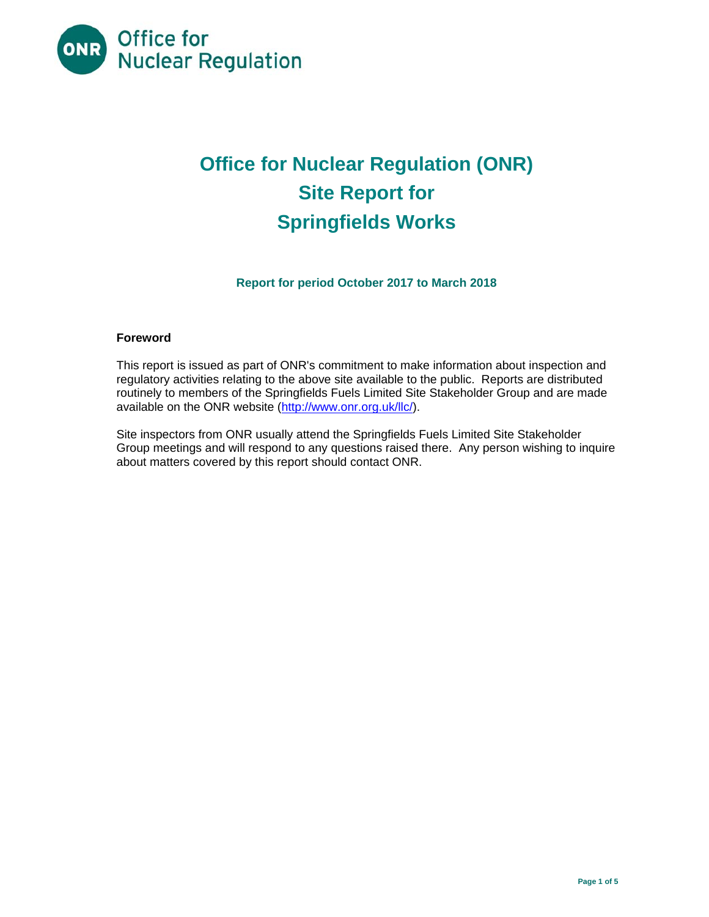Office for Nuclear Regulation

# Office for Nuclear Regulation (ONR)
# Site Report for
# Springfields Works

**Report for period October 2017 to March 2018**

**Foreword**

This report is issued as part of ONR's commitment to make information about inspection and regulatory activities relating to the above site available to the public. Reports are distributed routinely to members of the Springfields Fuels Limited Site Stakeholder Group and are made available on the ONR website (http://www.onr.org.uk/llc/).

Site inspectors from ONR usually attend the Springfields Fuels Limited Site Stakeholder Group meetings and will respond to any questions raised there. Any person wishing to inquire about matters covered by this report should contact ONR.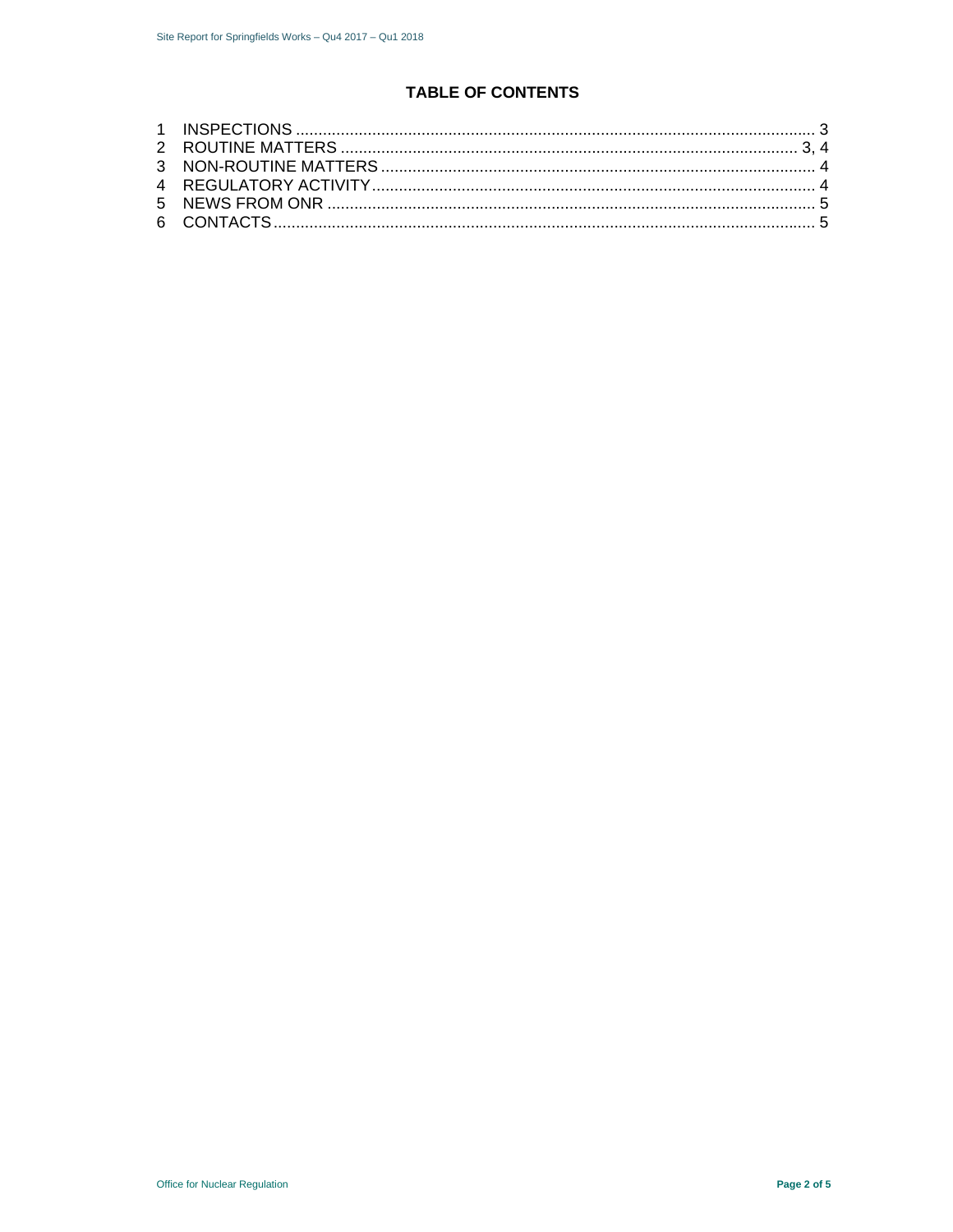## TABLE OF CONTENTS

1 INSPECTIONS ........................................................................................................... 3
2 ROUTINE MATTERS ............................................................................................. 3, 4
3 NON-ROUTINE MATTERS .......................................................................................... 4
4 REGULATORY ACTIVITY ........................................................................................... 4
5 NEWS FROM ONR ..................................................................................................... 5
6 CONTACTS ................................................................................................................. 5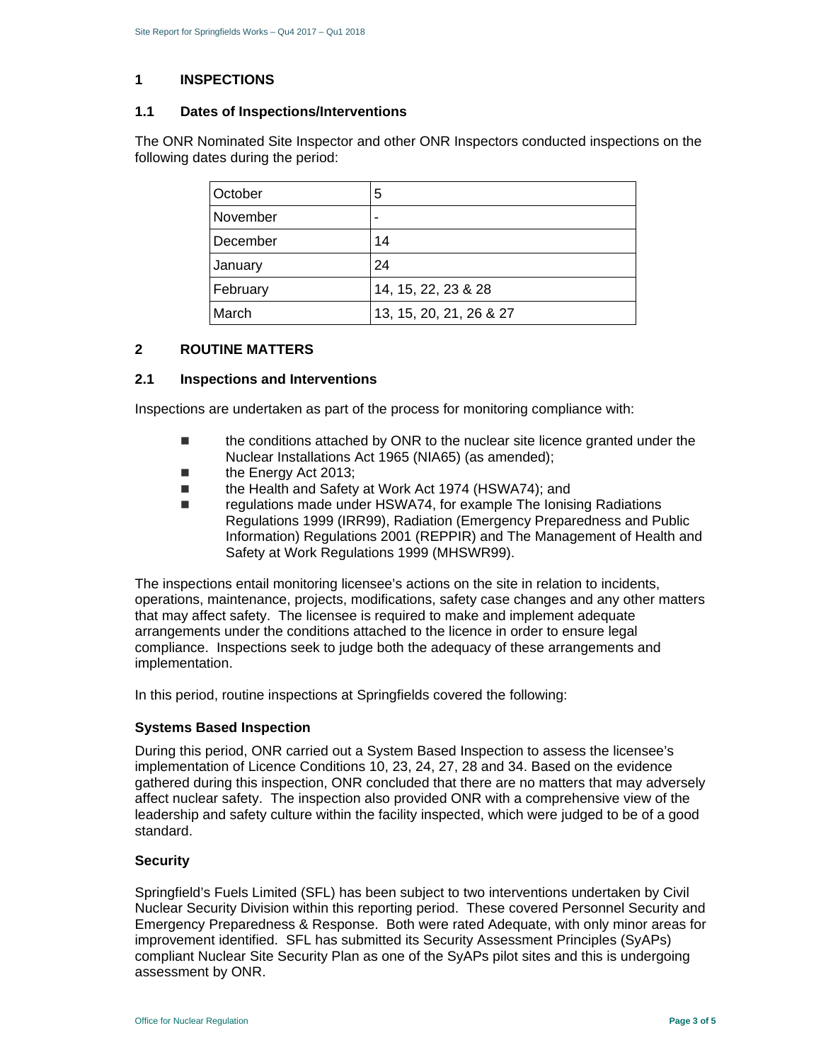## 1 INSPECTIONS

### 1.1 Dates of Inspections/Interventions

The ONR Nominated Site Inspector and other ONR Inspectors conducted inspections on the following dates during the period:

| | |
|---|---|
| October | 5 |
| November | - |
| December | 14 |
| January | 24 |
| February | 14, 15, 22, 23 & 28 |
| March | 13, 15, 20, 21, 26 & 27 |

## 2 ROUTINE MATTERS

### 2.1 Inspections and Interventions

Inspections are undertaken as part of the process for monitoring compliance with:

- the conditions attached by ONR to the nuclear site licence granted under the Nuclear Installations Act 1965 (NIA65) (as amended);
- the Energy Act 2013;
- the Health and Safety at Work Act 1974 (HSWA74); and
- regulations made under HSWA74, for example The Ionising Radiations Regulations 1999 (IRR99), Radiation (Emergency Preparedness and Public Information) Regulations 2001 (REPPIR) and The Management of Health and Safety at Work Regulations 1999 (MHSWR99).

The inspections entail monitoring licensee's actions on the site in relation to incidents, operations, maintenance, projects, modifications, safety case changes and any other matters that may affect safety. The licensee is required to make and implement adequate arrangements under the conditions attached to the licence in order to ensure legal compliance. Inspections seek to judge both the adequacy of these arrangements and implementation.

In this period, routine inspections at Springfields covered the following:

**Systems Based Inspection**

During this period, ONR carried out a System Based Inspection to assess the licensee's implementation of Licence Conditions 10, 23, 24, 27, 28 and 34. Based on the evidence gathered during this inspection, ONR concluded that there are no matters that may adversely affect nuclear safety. The inspection also provided ONR with a comprehensive view of the leadership and safety culture within the facility inspected, which were judged to be of a good standard.

**Security**

Springfield's Fuels Limited (SFL) has been subject to two interventions undertaken by Civil Nuclear Security Division within this reporting period. These covered Personnel Security and Emergency Preparedness & Response. Both were rated Adequate, with only minor areas for improvement identified. SFL has submitted its Security Assessment Principles (SyAPs) compliant Nuclear Site Security Plan as one of the SyAPs pilot sites and this is undergoing assessment by ONR.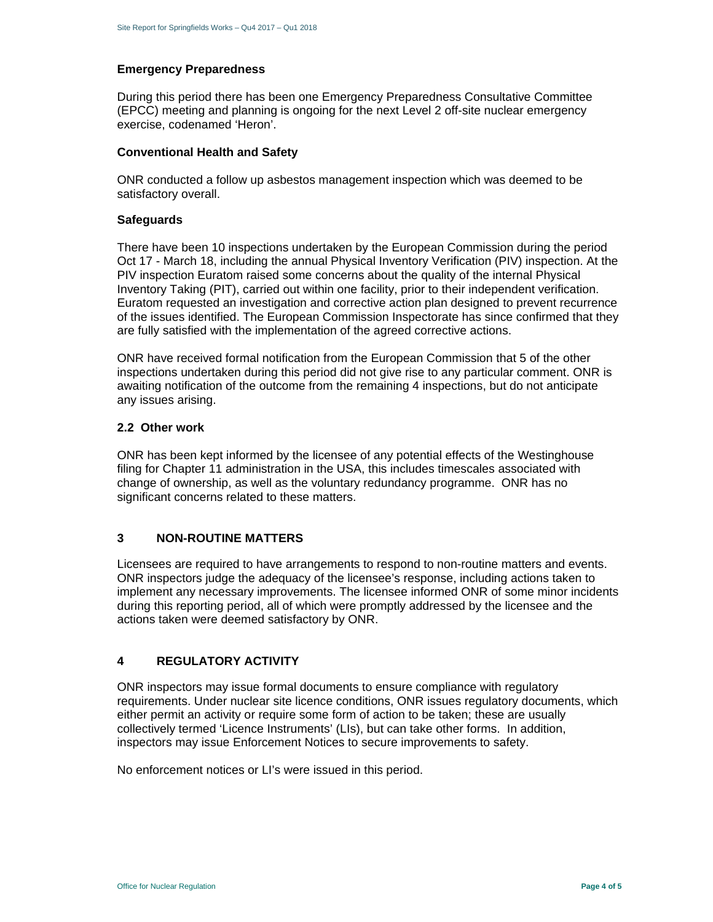### Emergency Preparedness

During this period there has been one Emergency Preparedness Consultative Committee (EPCC) meeting and planning is ongoing for the next Level 2 off-site nuclear emergency exercise, codenamed 'Heron'.

### Conventional Health and Safety

ONR conducted a follow up asbestos management inspection which was deemed to be satisfactory overall.

### Safeguards

There have been 10 inspections undertaken by the European Commission during the period Oct 17 - March 18, including the annual Physical Inventory Verification (PIV) inspection. At the PIV inspection Euratom raised some concerns about the quality of the internal Physical Inventory Taking (PIT), carried out within one facility, prior to their independent verification. Euratom requested an investigation and corrective action plan designed to prevent recurrence of the issues identified. The European Commission Inspectorate has since confirmed that they are fully satisfied with the implementation of the agreed corrective actions.

ONR have received formal notification from the European Commission that 5 of the other inspections undertaken during this period did not give rise to any particular comment. ONR is awaiting notification of the outcome from the remaining 4 inspections, but do not anticipate any issues arising.

### 2.2 Other work

ONR has been kept informed by the licensee of any potential effects of the Westinghouse filing for Chapter 11 administration in the USA, this includes timescales associated with change of ownership, as well as the voluntary redundancy programme. ONR has no significant concerns related to these matters.

## 3 NON-ROUTINE MATTERS

Licensees are required to have arrangements to respond to non-routine matters and events. ONR inspectors judge the adequacy of the licensee's response, including actions taken to implement any necessary improvements. The licensee informed ONR of some minor incidents during this reporting period, all of which were promptly addressed by the licensee and the actions taken were deemed satisfactory by ONR.

## 4 REGULATORY ACTIVITY

ONR inspectors may issue formal documents to ensure compliance with regulatory requirements. Under nuclear site licence conditions, ONR issues regulatory documents, which either permit an activity or require some form of action to be taken; these are usually collectively termed 'Licence Instruments' (LIs), but can take other forms. In addition, inspectors may issue Enforcement Notices to secure improvements to safety.

No enforcement notices or LI's were issued in this period.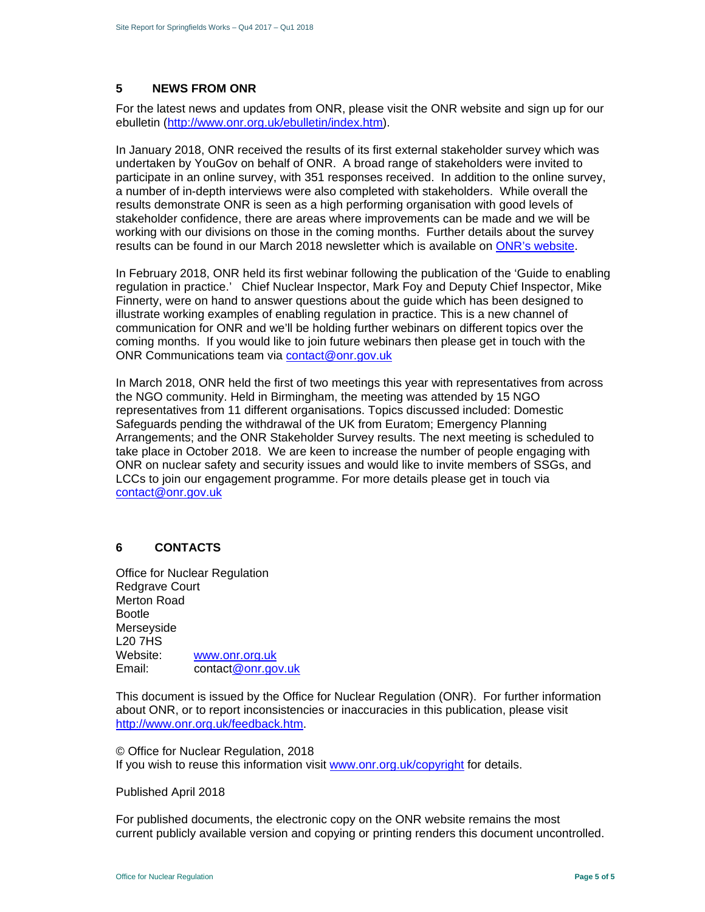## 5 NEWS FROM ONR

For the latest news and updates from ONR, please visit the ONR website and sign up for our ebulletin (http://www.onr.org.uk/ebulletin/index.htm).

In January 2018, ONR received the results of its first external stakeholder survey which was undertaken by YouGov on behalf of ONR. A broad range of stakeholders were invited to participate in an online survey, with 351 responses received. In addition to the online survey, a number of in-depth interviews were also completed with stakeholders. While overall the results demonstrate ONR is seen as a high performing organisation with good levels of stakeholder confidence, there are areas where improvements can be made and we will be working with our divisions on those in the coming months. Further details about the survey results can be found in our March 2018 newsletter which is available on ONR's website.

In February 2018, ONR held its first webinar following the publication of the 'Guide to enabling regulation in practice.' Chief Nuclear Inspector, Mark Foy and Deputy Chief Inspector, Mike Finnerty, were on hand to answer questions about the guide which has been designed to illustrate working examples of enabling regulation in practice. This is a new channel of communication for ONR and we'll be holding further webinars on different topics over the coming months. If you would like to join future webinars then please get in touch with the ONR Communications team via contact@onr.gov.uk

In March 2018, ONR held the first of two meetings this year with representatives from across the NGO community. Held in Birmingham, the meeting was attended by 15 NGO representatives from 11 different organisations. Topics discussed included: Domestic Safeguards pending the withdrawal of the UK from Euratom; Emergency Planning Arrangements; and the ONR Stakeholder Survey results. The next meeting is scheduled to take place in October 2018. We are keen to increase the number of people engaging with ONR on nuclear safety and security issues and would like to invite members of SSGs, and LCCs to join our engagement programme. For more details please get in touch via contact@onr.gov.uk

## 6 CONTACTS

Office for Nuclear Regulation
Redgrave Court
Merton Road
Bootle
Merseyside
L20 7HS
Website: www.onr.org.uk
Email: contact@onr.gov.uk

This document is issued by the Office for Nuclear Regulation (ONR). For further information about ONR, or to report inconsistencies or inaccuracies in this publication, please visit http://www.onr.org.uk/feedback.htm.

© Office for Nuclear Regulation, 2018
If you wish to reuse this information visit www.onr.org.uk/copyright for details.

Published April 2018

For published documents, the electronic copy on the ONR website remains the most current publicly available version and copying or printing renders this document uncontrolled.